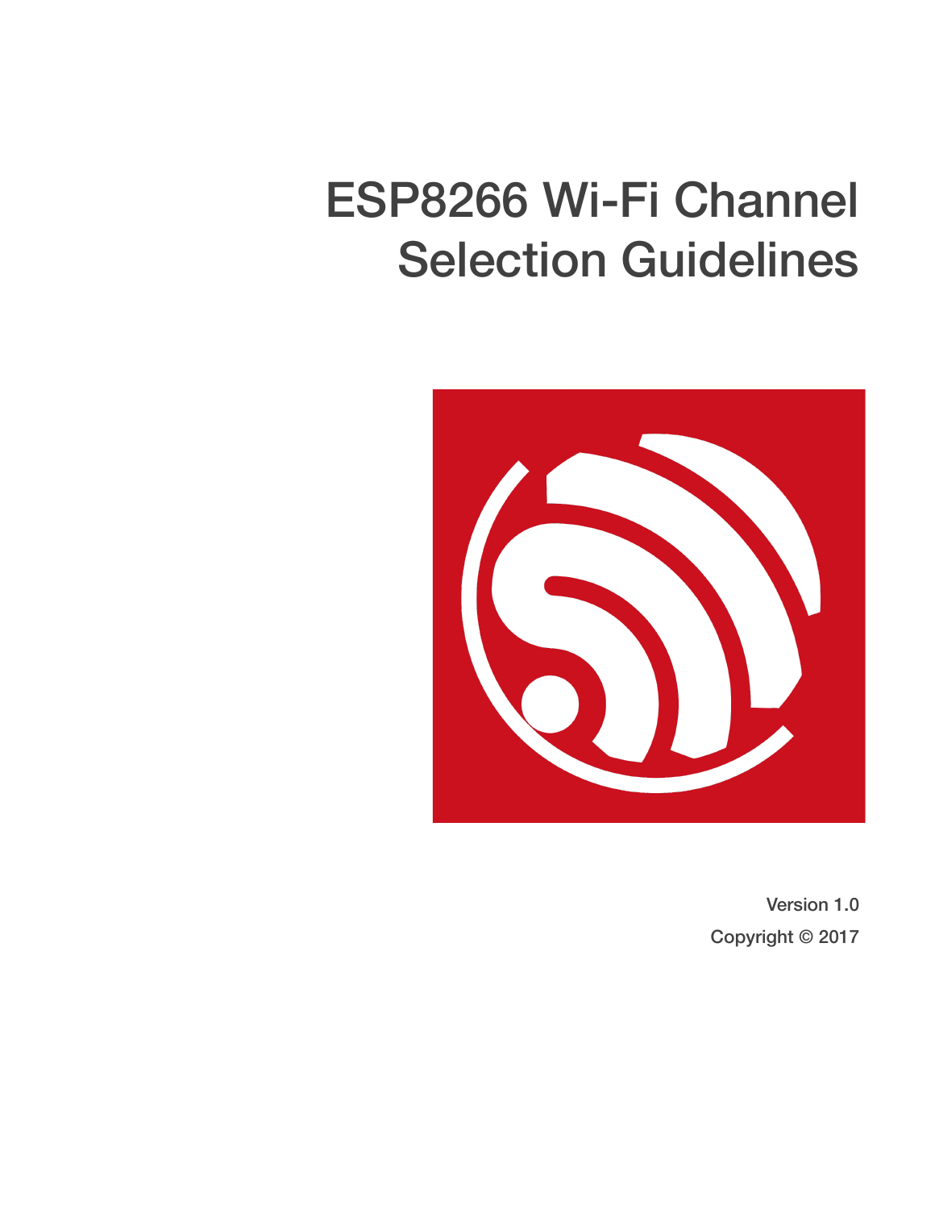# ESP8266 Wi-Fi Channel Selection Guidelines

Version 1.0

Copyright © 2017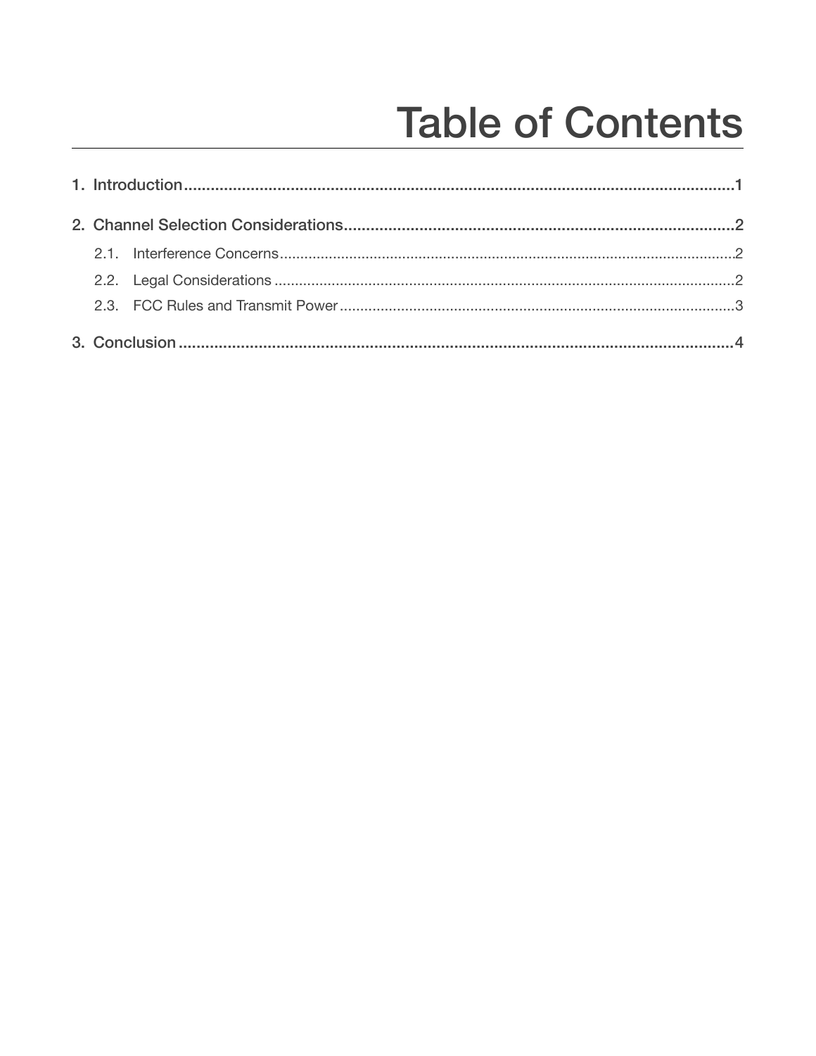# Table of Contents

1. Introduction ........................................................ 1

2. Channel Selection Considerations ........................................................ 2

    2.1. Interference Concerns ........................................................ 2

    2.2. Legal Considerations ........................................................ 2

    2.3. FCC Rules and Transmit Power ........................................................ 3

3. Conclusion ........................................................ 4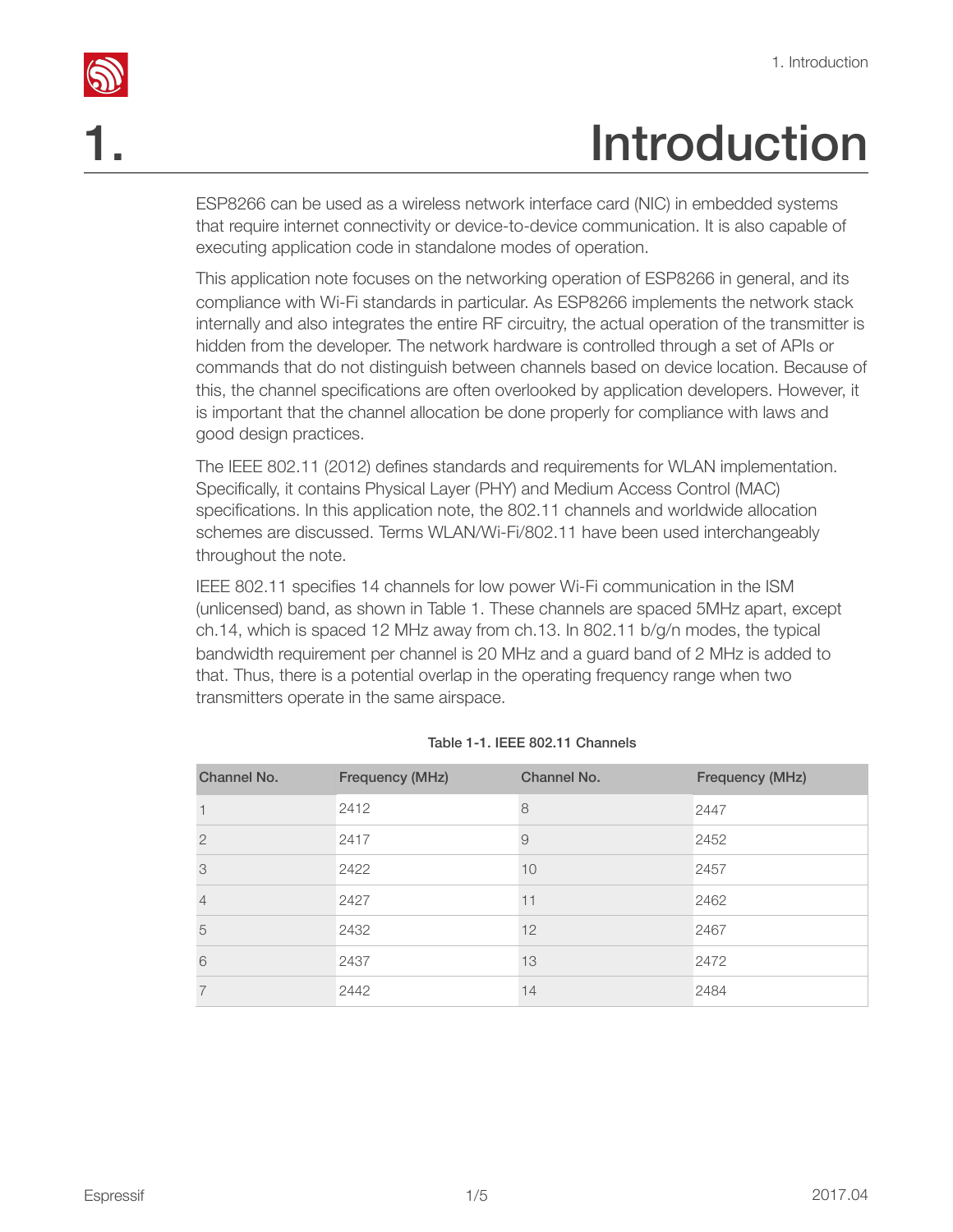# 1. Introduction

ESP8266 can be used as a wireless network interface card (NIC) in embedded systems that require internet connectivity or device-to-device communication. It is also capable of executing application code in standalone modes of operation.

This application note focuses on the networking operation of ESP8266 in general, and its compliance with Wi-Fi standards in particular. As ESP8266 implements the network stack internally and also integrates the entire RF circuitry, the actual operation of the transmitter is hidden from the developer. The network hardware is controlled through a set of APIs or commands that do not distinguish between channels based on device location. Because of this, the channel specifications are often overlooked by application developers. However, it is important that the channel allocation be done properly for compliance with laws and good design practices.

The IEEE 802.11 (2012) defines standards and requirements for WLAN implementation. Specifically, it contains Physical Layer (PHY) and Medium Access Control (MAC) specifications. In this application note, the 802.11 channels and worldwide allocation schemes are discussed. Terms WLAN/Wi-Fi/802.11 have been used interchangeably throughout the note.

IEEE 802.11 specifies 14 channels for low power Wi-Fi communication in the ISM (unlicensed) band, as shown in Table 1. These channels are spaced 5MHz apart, except ch.14, which is spaced 12 MHz away from ch.13. In 802.11 b/g/n modes, the typical bandwidth requirement per channel is 20 MHz and a guard band of 2 MHz is added to that. Thus, there is a potential overlap in the operating frequency range when two transmitters operate in the same airspace.

**Table 1-1. IEEE 802.11 Channels**

| Channel No. | Frequency (MHz) | Channel No. | Frequency (MHz) |
|---|---|---|---|
| 1 | 2412 | 8 | 2447 |
| 2 | 2417 | 9 | 2452 |
| 3 | 2422 | 10 | 2457 |
| 4 | 2427 | 11 | 2462 |
| 5 | 2432 | 12 | 2467 |
| 6 | 2437 | 13 | 2472 |
| 7 | 2442 | 14 | 2484 |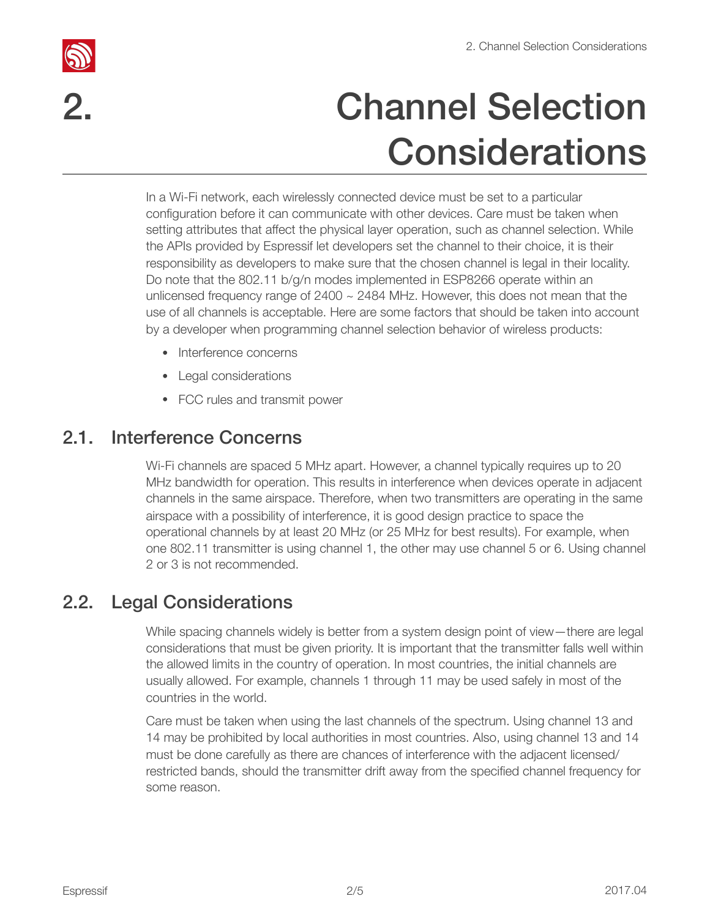# 2. Channel Selection Considerations

In a Wi-Fi network, each wirelessly connected device must be set to a particular configuration before it can communicate with other devices. Care must be taken when setting attributes that affect the physical layer operation, such as channel selection. While the APIs provided by Espressif let developers set the channel to their choice, it is their responsibility as developers to make sure that the chosen channel is legal in their locality. Do note that the 802.11 b/g/n modes implemented in ESP8266 operate within an unlicensed frequency range of 2400 ~ 2484 MHz. However, this does not mean that the use of all channels is acceptable. Here are some factors that should be taken into account by a developer when programming channel selection behavior of wireless products:

- Interference concerns
- Legal considerations
- FCC rules and transmit power

## 2.1. Interference Concerns

Wi-Fi channels are spaced 5 MHz apart. However, a channel typically requires up to 20 MHz bandwidth for operation. This results in interference when devices operate in adjacent channels in the same airspace. Therefore, when two transmitters are operating in the same airspace with a possibility of interference, it is good design practice to space the operational channels by at least 20 MHz (or 25 MHz for best results). For example, when one 802.11 transmitter is using channel 1, the other may use channel 5 or 6. Using channel 2 or 3 is not recommended.

## 2.2. Legal Considerations

While spacing channels widely is better from a system design point of view—there are legal considerations that must be given priority. It is important that the transmitter falls well within the allowed limits in the country of operation. In most countries, the initial channels are usually allowed. For example, channels 1 through 11 may be used safely in most of the countries in the world.

Care must be taken when using the last channels of the spectrum. Using channel 13 and 14 may be prohibited by local authorities in most countries. Also, using channel 13 and 14 must be done carefully as there are chances of interference with the adjacent licensed/restricted bands, should the transmitter drift away from the specified channel frequency for some reason.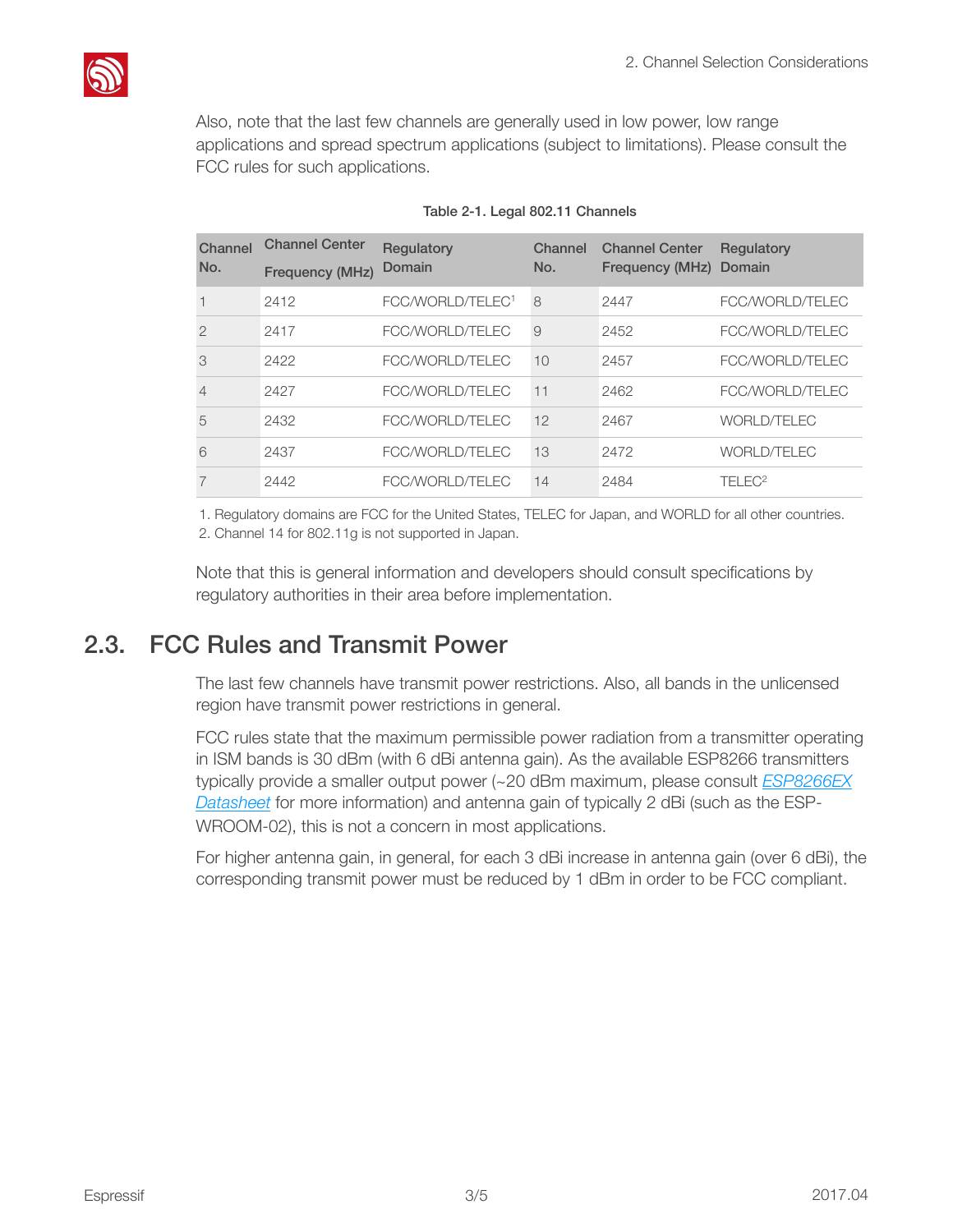Also, note that the last few channels are generally used in low power, low range applications and spread spectrum applications (subject to limitations). Please consult the FCC rules for such applications.

Table 2-1. Legal 802.11 Channels

| Channel No. | Channel Center Frequency (MHz) | Regulatory Domain | Channel No. | Channel Center Frequency (MHz) | Regulatory Domain |
|---|---|---|---|---|---|
| 1 | 2412 | FCC/WORLD/TELEC[1] | 8 | 2447 | FCC/WORLD/TELEC |
| 2 | 2417 | FCC/WORLD/TELEC | 9 | 2452 | FCC/WORLD/TELEC |
| 3 | 2422 | FCC/WORLD/TELEC | 10 | 2457 | FCC/WORLD/TELEC |
| 4 | 2427 | FCC/WORLD/TELEC | 11 | 2462 | FCC/WORLD/TELEC |
| 5 | 2432 | FCC/WORLD/TELEC | 12 | 2467 | WORLD/TELEC |
| 6 | 2437 | FCC/WORLD/TELEC | 13 | 2472 | WORLD/TELEC |
| 7 | 2442 | FCC/WORLD/TELEC | 14 | 2484 | TELEC[2] |

1. Regulatory domains are FCC for the United States, TELEC for Japan, and WORLD for all other countries.
2. Channel 14 for 802.11g is not supported in Japan.

Note that this is general information and developers should consult specifications by regulatory authorities in their area before implementation.

## 2.3. FCC Rules and Transmit Power

The last few channels have transmit power restrictions. Also, all bands in the unlicensed region have transmit power restrictions in general.

FCC rules state that the maximum permissible power radiation from a transmitter operating in ISM bands is 30 dBm (with 6 dBi antenna gain). As the available ESP8266 transmitters typically provide a smaller output power (~20 dBm maximum, please consult [ESP8266EX Datasheet]() for more information) and antenna gain of typically 2 dBi (such as the ESP-WROOM-02), this is not a concern in most applications.

For higher antenna gain, in general, for each 3 dBi increase in antenna gain (over 6 dBi), the corresponding transmit power must be reduced by 1 dBm in order to be FCC compliant.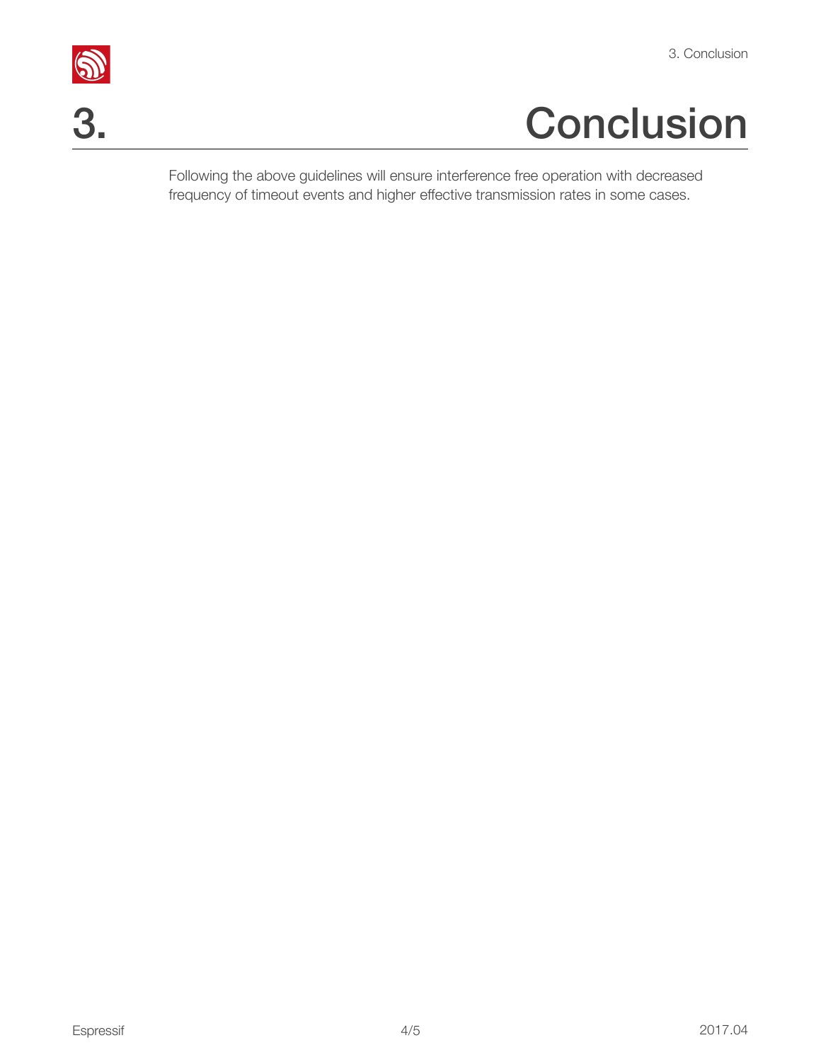# 3. Conclusion

Following the above guidelines will ensure interference free operation with decreased frequency of timeout events and higher effective transmission rates in some cases.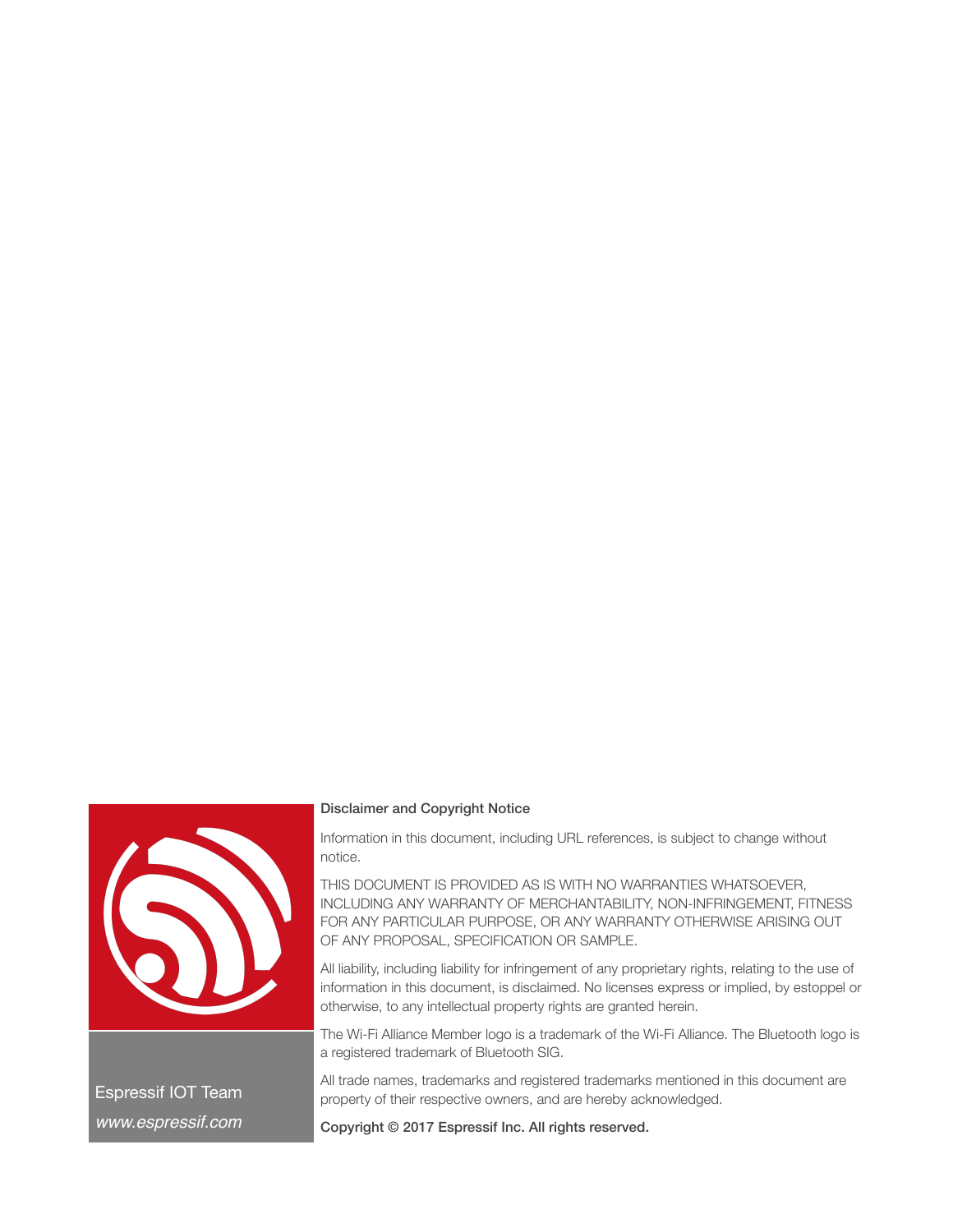Espressif IOT Team
*www.espressif.com*

**Disclaimer and Copyright Notice**

Information in this document, including URL references, is subject to change without notice.

THIS DOCUMENT IS PROVIDED AS IS WITH NO WARRANTIES WHATSOEVER, INCLUDING ANY WARRANTY OF MERCHANTABILITY, NON-INFRINGEMENT, FITNESS FOR ANY PARTICULAR PURPOSE, OR ANY WARRANTY OTHERWISE ARISING OUT OF ANY PROPOSAL, SPECIFICATION OR SAMPLE.

All liability, including liability for infringement of any proprietary rights, relating to the use of information in this document, is disclaimed. No licenses express or implied, by estoppel or otherwise, to any intellectual property rights are granted herein.

The Wi-Fi Alliance Member logo is a trademark of the Wi-Fi Alliance. The Bluetooth logo is a registered trademark of Bluetooth SIG.

All trade names, trademarks and registered trademarks mentioned in this document are property of their respective owners, and are hereby acknowledged.

**Copyright © 2017 Espressif Inc. All rights reserved.**